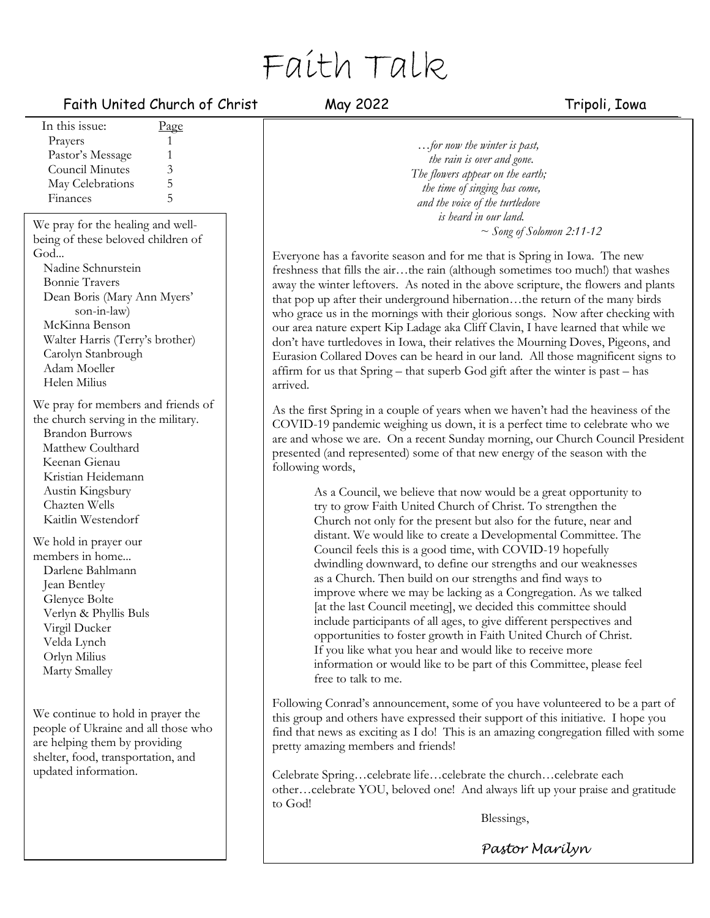# Faith Talk

Faith United Church of Christ — May 2022 — Tripoli, Iowa

| In this issue: | Page |
|---|---|
| Prayers | 1 |
| Pastor's Message | 1 |
| Council Minutes | 3 |
| May Celebrations | 5 |
| Finances | 5 |

We pray for the healing and well-being of these beloved children of God...

- Nadine Schnurstein
- Bonnie Travers
- Dean Boris (Mary Ann Myers' son-in-law)
- McKinna Benson
- Walter Harris (Terry's brother)
- Carolyn Stanbrough
- Adam Moeller
- Helen Milius

We pray for members and friends of the church serving in the military.

- Brandon Burrows
- Matthew Coulthard
- Keenan Gienau
- Kristian Heidemann
- Austin Kingsbury
- Chazten Wells
- Kaitlin Westendorf

We hold in prayer our members in home...

- Darlene Bahlmann
- Jean Bentley
- Glenyce Bolte
- Verlyn & Phyllis Buls
- Virgil Ducker
- Velda Lynch
- Orlyn Milius
- Marty Smalley

We continue to hold in prayer the people of Ukraine and all those who are helping them by providing shelter, food, transportation, and updated information.

*…for now the winter is past,*
*the rain is over and gone.*
*The flowers appear on the earth;*
*the time of singing has come,*
*and the voice of the turtledove*
*is heard in our land.*
*~ Song of Solomon 2:11-12*

Everyone has a favorite season and for me that is Spring in Iowa. The new freshness that fills the air…the rain (although sometimes too much!) that washes away the winter leftovers. As noted in the above scripture, the flowers and plants that pop up after their underground hibernation…the return of the many birds who grace us in the mornings with their glorious songs. Now after checking with our area nature expert Kip Ladage aka Cliff Clavin, I have learned that while we don't have turtledoves in Iowa, their relatives the Mourning Doves, Pigeons, and Eurasion Collared Doves can be heard in our land. All those magnificent signs to affirm for us that Spring – that superb God gift after the winter is past – has arrived.

As the first Spring in a couple of years when we haven't had the heaviness of the COVID-19 pandemic weighing us down, it is a perfect time to celebrate who we are and whose we are. On a recent Sunday morning, our Church Council President presented (and represented) some of that new energy of the season with the following words,

> As a Council, we believe that now would be a great opportunity to try to grow Faith United Church of Christ. To strengthen the Church not only for the present but also for the future, near and distant. We would like to create a Developmental Committee. The Council feels this is a good time, with COVID-19 hopefully dwindling downward, to define our strengths and our weaknesses as a Church. Then build on our strengths and find ways to improve where we may be lacking as a Congregation. As we talked [at the last Council meeting], we decided this committee should include participants of all ages, to give different perspectives and opportunities to foster growth in Faith United Church of Christ. If you like what you hear and would like to receive more information or would like to be part of this Committee, please feel free to talk to me.

Following Conrad's announcement, some of you have volunteered to be a part of this group and others have expressed their support of this initiative. I hope you find that news as exciting as I do! This is an amazing congregation filled with some pretty amazing members and friends!

Celebrate Spring…celebrate life…celebrate the church…celebrate each other…celebrate YOU, beloved one! And always lift up your praise and gratitude to God!

Blessings,

*Pastor Marilyn*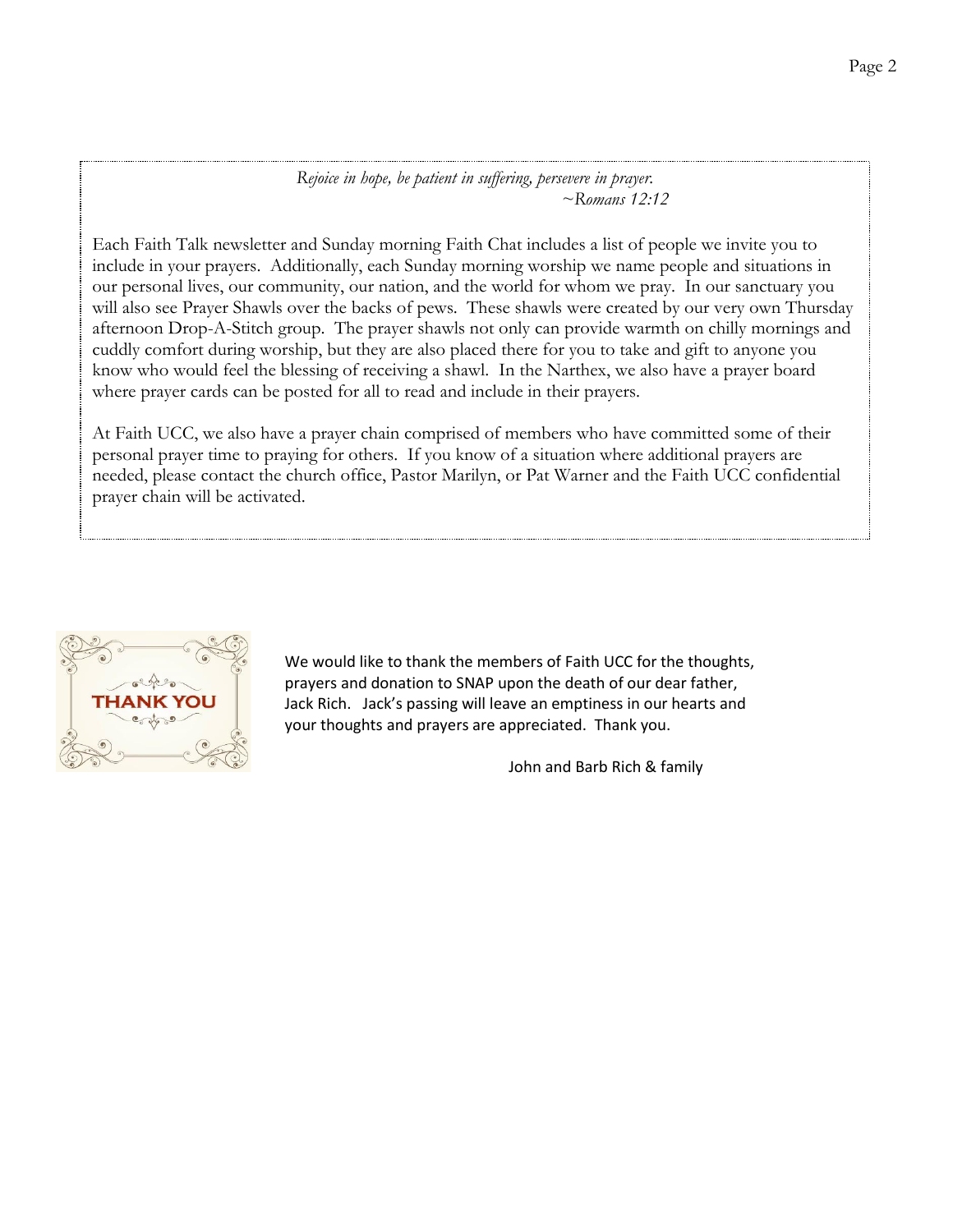*Rejoice in hope, be patient in suffering, persevere in prayer.*
*~Romans 12:12*

Each Faith Talk newsletter and Sunday morning Faith Chat includes a list of people we invite you to include in your prayers. Additionally, each Sunday morning worship we name people and situations in our personal lives, our community, our nation, and the world for whom we pray. In our sanctuary you will also see Prayer Shawls over the backs of pews. These shawls were created by our very own Thursday afternoon Drop-A-Stitch group. The prayer shawls not only can provide warmth on chilly mornings and cuddly comfort during worship, but they are also placed there for you to take and gift to anyone you know who would feel the blessing of receiving a shawl. In the Narthex, we also have a prayer board where prayer cards can be posted for all to read and include in their prayers.

At Faith UCC, we also have a prayer chain comprised of members who have committed some of their personal prayer time to praying for others. If you know of a situation where additional prayers are needed, please contact the church office, Pastor Marilyn, or Pat Warner and the Faith UCC confidential prayer chain will be activated.

THANK YOU

We would like to thank the members of Faith UCC for the thoughts, prayers and donation to SNAP upon the death of our dear father, Jack Rich. Jack's passing will leave an emptiness in our hearts and your thoughts and prayers are appreciated. Thank you.

John and Barb Rich & family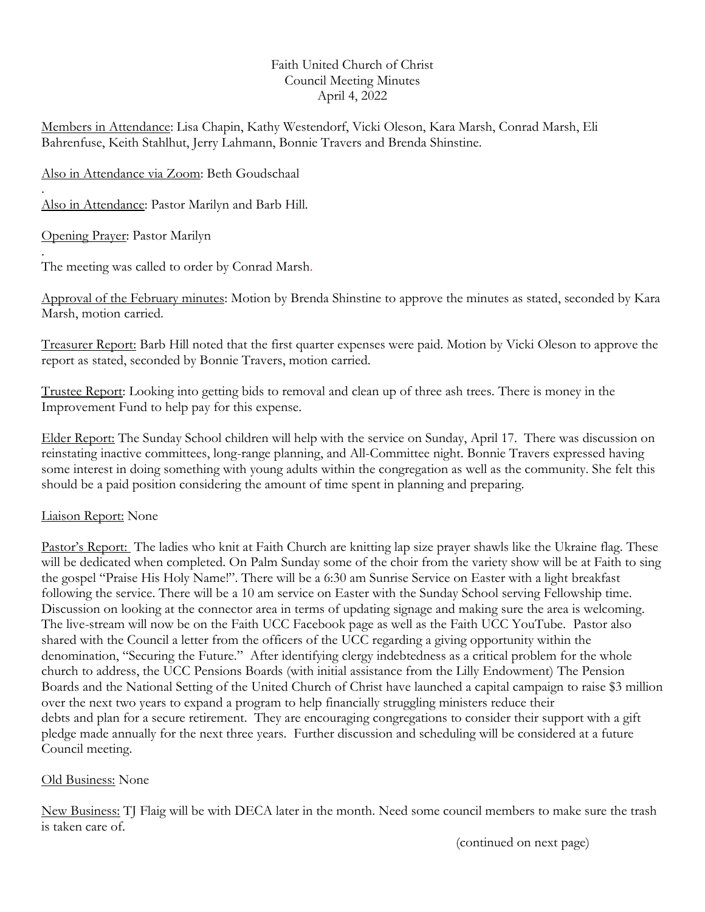Faith United Church of Christ
Council Meeting Minutes
April 4, 2022

Members in Attendance: Lisa Chapin, Kathy Westendorf, Vicki Oleson, Kara Marsh, Conrad Marsh, Eli Bahrenfuse, Keith Stahlhut, Jerry Lahmann, Bonnie Travers and Brenda Shinstine.

Also in Attendance via Zoom: Beth Goudschaal

.
Also in Attendance: Pastor Marilyn and Barb Hill.

Opening Prayer: Pastor Marilyn

.
The meeting was called to order by Conrad Marsh.

Approval of the February minutes: Motion by Brenda Shinstine to approve the minutes as stated, seconded by Kara Marsh, motion carried.

Treasurer Report: Barb Hill noted that the first quarter expenses were paid. Motion by Vicki Oleson to approve the report as stated, seconded by Bonnie Travers, motion carried.

Trustee Report: Looking into getting bids to removal and clean up of three ash trees. There is money in the Improvement Fund to help pay for this expense.

Elder Report: The Sunday School children will help with the service on Sunday, April 17. There was discussion on reinstating inactive committees, long-range planning, and All-Committee night. Bonnie Travers expressed having some interest in doing something with young adults within the congregation as well as the community. She felt this should be a paid position considering the amount of time spent in planning and preparing.

Liaison Report: None

Pastor's Report: The ladies who knit at Faith Church are knitting lap size prayer shawls like the Ukraine flag. These will be dedicated when completed. On Palm Sunday some of the choir from the variety show will be at Faith to sing the gospel "Praise His Holy Name!". There will be a 6:30 am Sunrise Service on Easter with a light breakfast following the service. There will be a 10 am service on Easter with the Sunday School serving Fellowship time. Discussion on looking at the connector area in terms of updating signage and making sure the area is welcoming. The live-stream will now be on the Faith UCC Facebook page as well as the Faith UCC YouTube. Pastor also shared with the Council a letter from the officers of the UCC regarding a giving opportunity within the denomination, "Securing the Future." After identifying clergy indebtedness as a critical problem for the whole church to address, the UCC Pensions Boards (with initial assistance from the Lilly Endowment) The Pension Boards and the National Setting of the United Church of Christ have launched a capital campaign to raise $3 million over the next two years to expand a program to help financially struggling ministers reduce their debts and plan for a secure retirement. They are encouraging congregations to consider their support with a gift pledge made annually for the next three years. Further discussion and scheduling will be considered at a future Council meeting.

Old Business: None

New Business: TJ Flaig will be with DECA later in the month. Need some council members to make sure the trash is taken care of.

(continued on next page)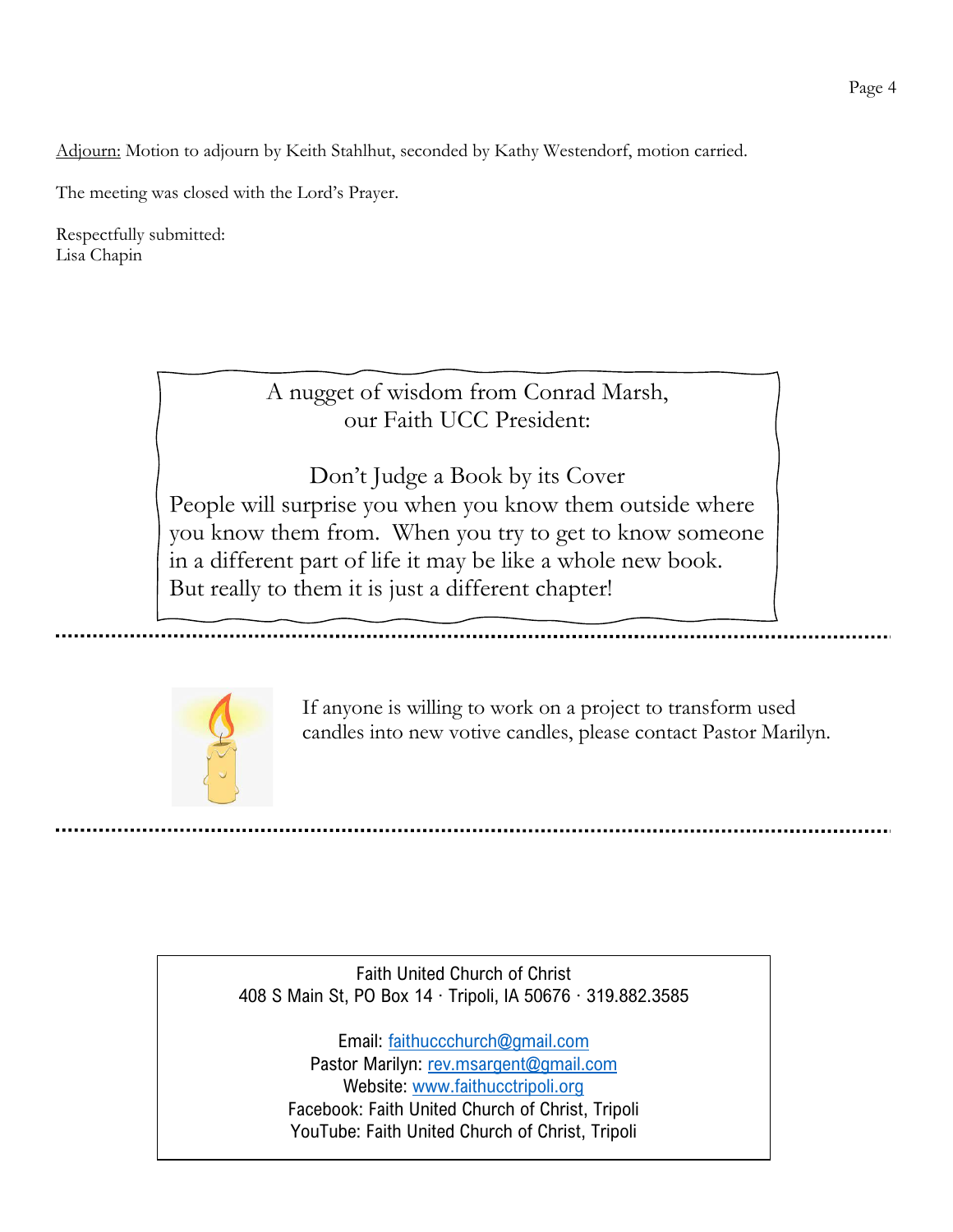Adjourn: Motion to adjourn by Keith Stahlhut, seconded by Kathy Westendorf, motion carried.

The meeting was closed with the Lord's Prayer.

Respectfully submitted:
Lisa Chapin

A nugget of wisdom from Conrad Marsh,
our Faith UCC President:

Don't Judge a Book by its Cover

People will surprise you when you know them outside where you know them from. When you try to get to know someone in a different part of life it may be like a whole new book. But really to them it is just a different chapter!

---

If anyone is willing to work on a project to transform used candles into new votive candles, please contact Pastor Marilyn.

---

Faith United Church of Christ
408 S Main St, PO Box 14 · Tripoli, IA 50676 · 319.882.3585

Email: faithuccchurch@gmail.com
Pastor Marilyn: rev.msargent@gmail.com
Website: www.faithucctripoli.org
Facebook: Faith United Church of Christ, Tripoli
YouTube: Faith United Church of Christ, Tripoli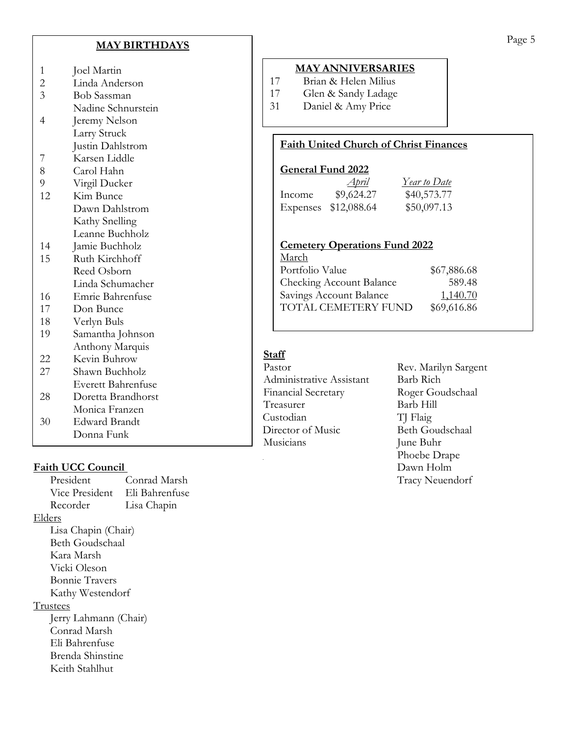## MAY BIRTHDAYS

| | |
|---|---|
| 1 | Joel Martin |
| 2 | Linda Anderson |
| 3 | Bob Sassman |
| | Nadine Schnurstein |
| 4 | Jeremy Nelson |
| | Larry Struck |
| | Justin Dahlstrom |
| 7 | Karsen Liddle |
| 8 | Carol Hahn |
| 9 | Virgil Ducker |
| 12 | Kim Bunce |
| | Dawn Dahlstrom |
| | Kathy Snelling |
| | Leanne Buchholz |
| 14 | Jamie Buchholz |
| 15 | Ruth Kirchhoff |
| | Reed Osborn |
| | Linda Schumacher |
| 16 | Emrie Bahrenfuse |
| 17 | Don Bunce |
| 18 | Verlyn Buls |
| 19 | Samantha Johnson |
| | Anthony Marquis |
| 22 | Kevin Buhrow |
| 27 | Shawn Buchholz |
| | Everett Bahrenfuse |
| 28 | Doretta Brandhorst |
| | Monica Franzen |
| 30 | Edward Brandt |
| | Donna Funk |

## Faith UCC Council

| | |
|---|---|
| President | Conrad Marsh |
| Vice President | Eli Bahrenfuse |
| Recorder | Lisa Chapin |

Elders

- Lisa Chapin (Chair)
- Beth Goudschaal
- Kara Marsh
- Vicki Oleson
- Bonnie Travers
- Kathy Westendorf

Trustees

- Jerry Lahmann (Chair)
- Conrad Marsh
- Eli Bahrenfuse
- Brenda Shinstine
- Keith Stahlhut

## MAY ANNIVERSARIES

| | |
|---|---|
| 17 | Brian & Helen Milius |
| 17 | Glen & Sandy Ladage |
| 31 | Daniel & Amy Price |

## Faith United Church of Christ Finances

**General Fund 2022**

| | *April* | *Year to Date* |
|---|---|---|
| Income | $9,624.27 | $40,573.77 |
| Expenses | $12,088.64 | $50,097.13 |

**Cemetery Operations Fund 2022**

March

| | |
|---|---|
| Portfolio Value | $67,886.68 |
| Checking Account Balance | 589.48 |
| Savings Account Balance | 1,140.70 |
| TOTAL CEMETERY FUND | $69,616.86 |

## Staff

| | |
|---|---|
| Pastor | Rev. Marilyn Sargent |
| Administrative Assistant | Barb Rich |
| Financial Secretary | Roger Goudschaal |
| Treasurer | Barb Hill |
| Custodian | TJ Flaig |
| Director of Music | Beth Goudschaal |
| Musicians | June Buhr |
| | Phoebe Drape |
| | Dawn Holm |
| | Tracy Neuendorf |